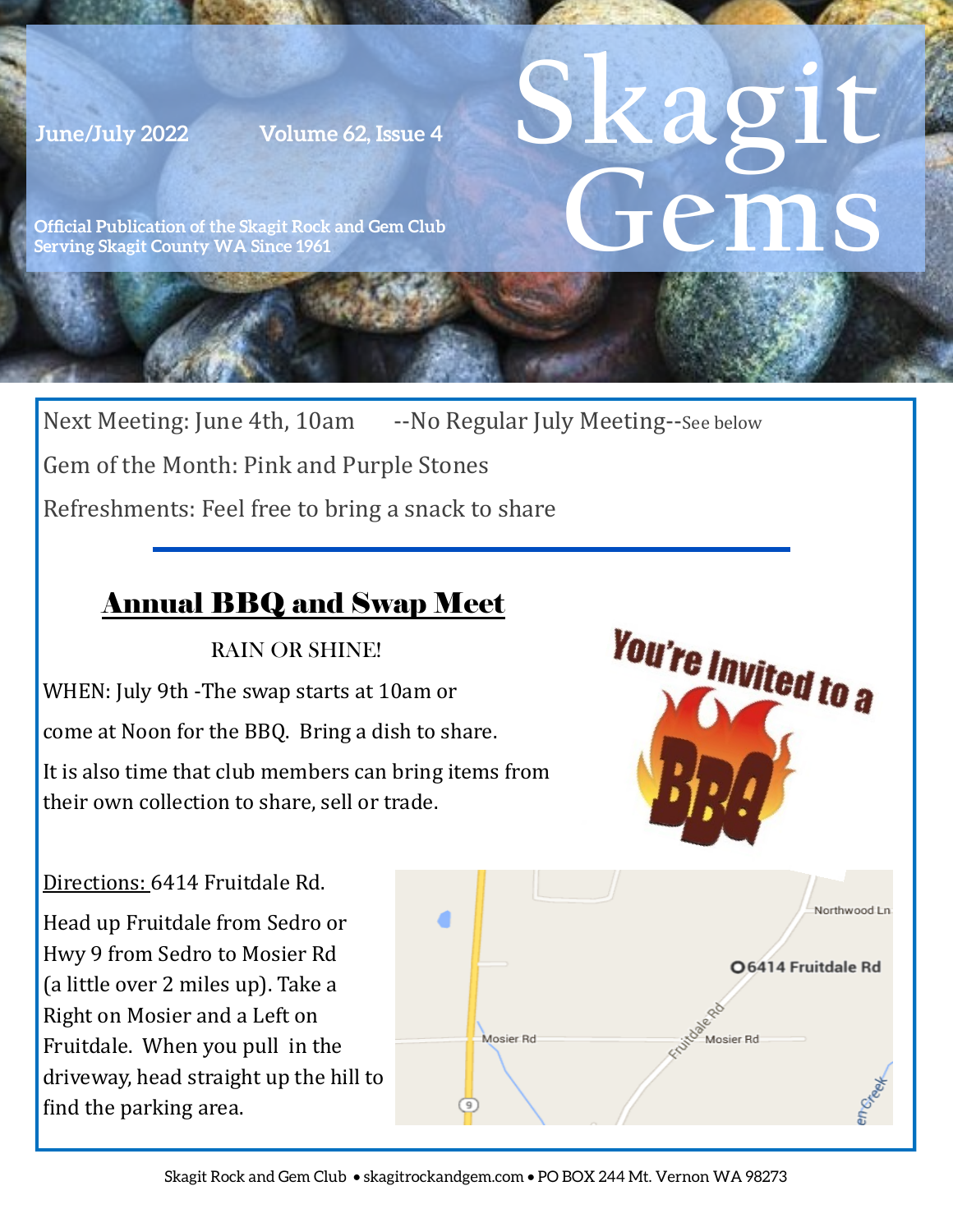# Skagit Gems

June/July 2022 Volume 62, Issue 4

Official Publication of the Skagit Rock and Gem Club
Serving Skagit County WA Since 1961

Next Meeting: June 4th, 10am --No Regular July Meeting--See below

Gem of the Month: Pink and Purple Stones

Refreshments: Feel free to bring a snack to share

---

## Annual BBQ and Swap Meet

RAIN OR SHINE!

WHEN: July 9th -The swap starts at 10am or come at Noon for the BBQ. Bring a dish to share.

It is also time that club members can bring items from their own collection to share, sell or trade.

You're Invited to a BBQ

Directions: 6414 Fruitdale Rd.

Head up Fruitdale from Sedro or Hwy 9 from Sedro to Mosier Rd (a little over 2 miles up). Take a Right on Mosier and a Left on Fruitdale. When you pull in the driveway, head straight up the hill to find the parking area.

Skagit Rock and Gem Club • skagitrockandgem.com • PO BOX 244 Mt. Vernon WA 98273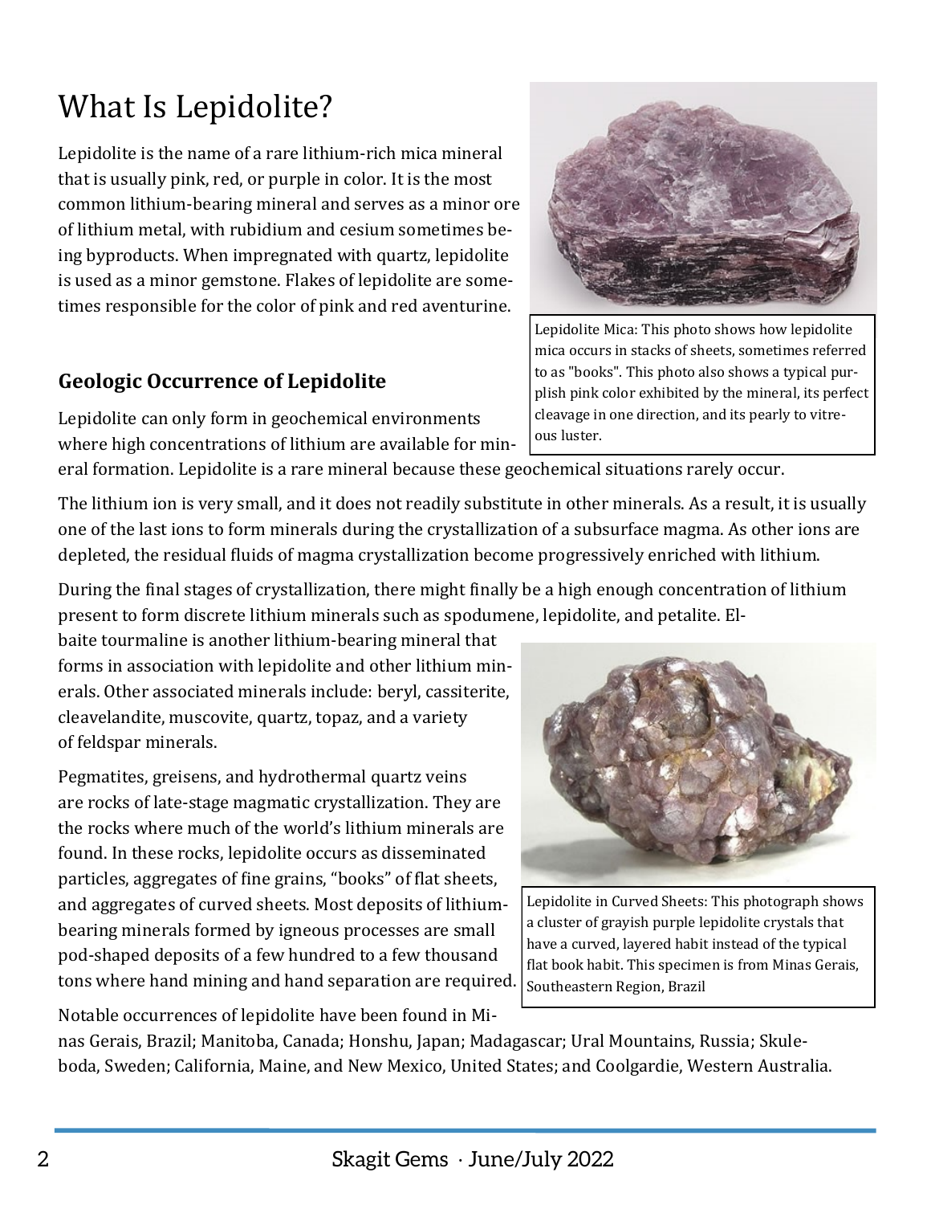# What Is Lepidolite?

Lepidolite is the name of a rare lithium-rich mica mineral that is usually pink, red, or purple in color. It is the most common lithium-bearing mineral and serves as a minor ore of lithium metal, with rubidium and cesium sometimes being byproducts. When impregnated with quartz, lepidolite is used as a minor gemstone. Flakes of lepidolite are sometimes responsible for the color of pink and red aventurine.

Lepidolite Mica: This photo shows how lepidolite mica occurs in stacks of sheets, sometimes referred to as "books". This photo also shows a typical purplish pink color exhibited by the mineral, its perfect cleavage in one direction, and its pearly to vitreous luster.

## Geologic Occurrence of Lepidolite

Lepidolite can only form in geochemical environments where high concentrations of lithium are available for mineral formation. Lepidolite is a rare mineral because these geochemical situations rarely occur.

The lithium ion is very small, and it does not readily substitute in other minerals. As a result, it is usually one of the last ions to form minerals during the crystallization of a subsurface magma. As other ions are depleted, the residual fluids of magma crystallization become progressively enriched with lithium.

During the final stages of crystallization, there might finally be a high enough concentration of lithium present to form discrete lithium minerals such as spodumene, lepidolite, and petalite. Elbaite tourmaline is another lithium-bearing mineral that forms in association with lepidolite and other lithium minerals. Other associated minerals include: beryl, cassiterite, cleavelandite, muscovite, quartz, topaz, and a variety of feldspar minerals.

Pegmatites, greisens, and hydrothermal quartz veins are rocks of late-stage magmatic crystallization. They are the rocks where much of the world's lithium minerals are found. In these rocks, lepidolite occurs as disseminated particles, aggregates of fine grains, "books" of flat sheets, and aggregates of curved sheets. Most deposits of lithium-bearing minerals formed by igneous processes are small pod-shaped deposits of a few hundred to a few thousand tons where hand mining and hand separation are required.

Lepidolite in Curved Sheets: This photograph shows a cluster of grayish purple lepidolite crystals that have a curved, layered habit instead of the typical flat book habit. This specimen is from Minas Gerais, Southeastern Region, Brazil

Notable occurrences of lepidolite have been found in Minas Gerais, Brazil; Manitoba, Canada; Honshu, Japan; Madagascar; Ural Mountains, Russia; Skuleboda, Sweden; California, Maine, and New Mexico, United States; and Coolgardie, Western Australia.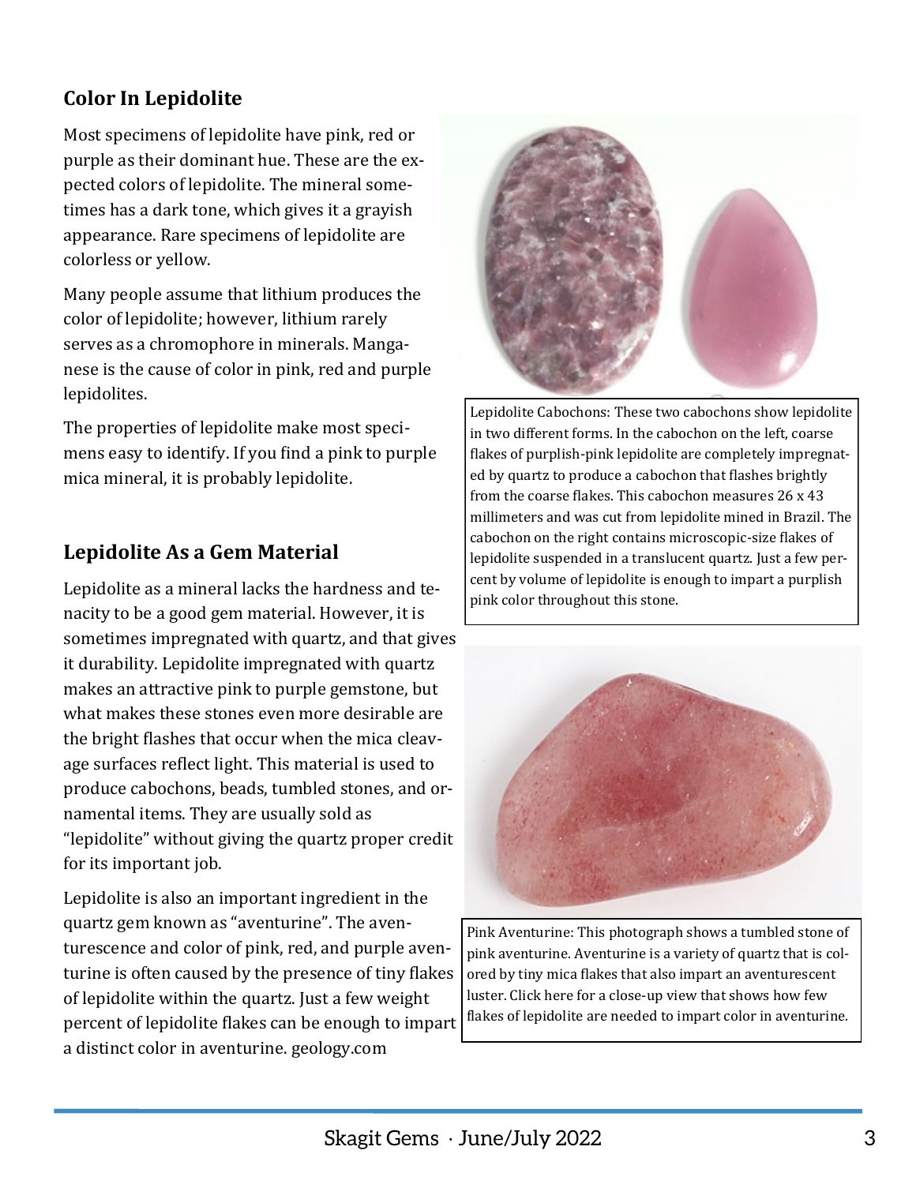## Color In Lepidolite

Most specimens of lepidolite have pink, red or purple as their dominant hue. These are the expected colors of lepidolite. The mineral sometimes has a dark tone, which gives it a grayish appearance. Rare specimens of lepidolite are colorless or yellow.

Many people assume that lithium produces the color of lepidolite; however, lithium rarely serves as a chromophore in minerals. Manganese is the cause of color in pink, red and purple lepidolites.

The properties of lepidolite make most specimens easy to identify. If you find a pink to purple mica mineral, it is probably lepidolite.

## Lepidolite As a Gem Material

Lepidolite as a mineral lacks the hardness and tenacity to be a good gem material. However, it is sometimes impregnated with quartz, and that gives it durability. Lepidolite impregnated with quartz makes an attractive pink to purple gemstone, but what makes these stones even more desirable are the bright flashes that occur when the mica cleavage surfaces reflect light. This material is used to produce cabochons, beads, tumbled stones, and ornamental items. They are usually sold as "lepidolite" without giving the quartz proper credit for its important job.

Lepidolite is also an important ingredient in the quartz gem known as "aventurine". The aventurescence and color of pink, red, and purple aventurine is often caused by the presence of tiny flakes of lepidolite within the quartz. Just a few weight percent of lepidolite flakes can be enough to impart a distinct color in aventurine. geology.com

Lepidolite Cabochons: These two cabochons show lepidolite in two different forms. In the cabochon on the left, coarse flakes of purplish-pink lepidolite are completely impregnated by quartz to produce a cabochon that flashes brightly from the coarse flakes. This cabochon measures 26 x 43 millimeters and was cut from lepidolite mined in Brazil. The cabochon on the right contains microscopic-size flakes of lepidolite suspended in a translucent quartz. Just a few percent by volume of lepidolite is enough to impart a purplish pink color throughout this stone.

Pink Aventurine: This photograph shows a tumbled stone of pink aventurine. Aventurine is a variety of quartz that is colored by tiny mica flakes that also impart an aventurescent luster. Click here for a close-up view that shows how few flakes of lepidolite are needed to impart color in aventurine.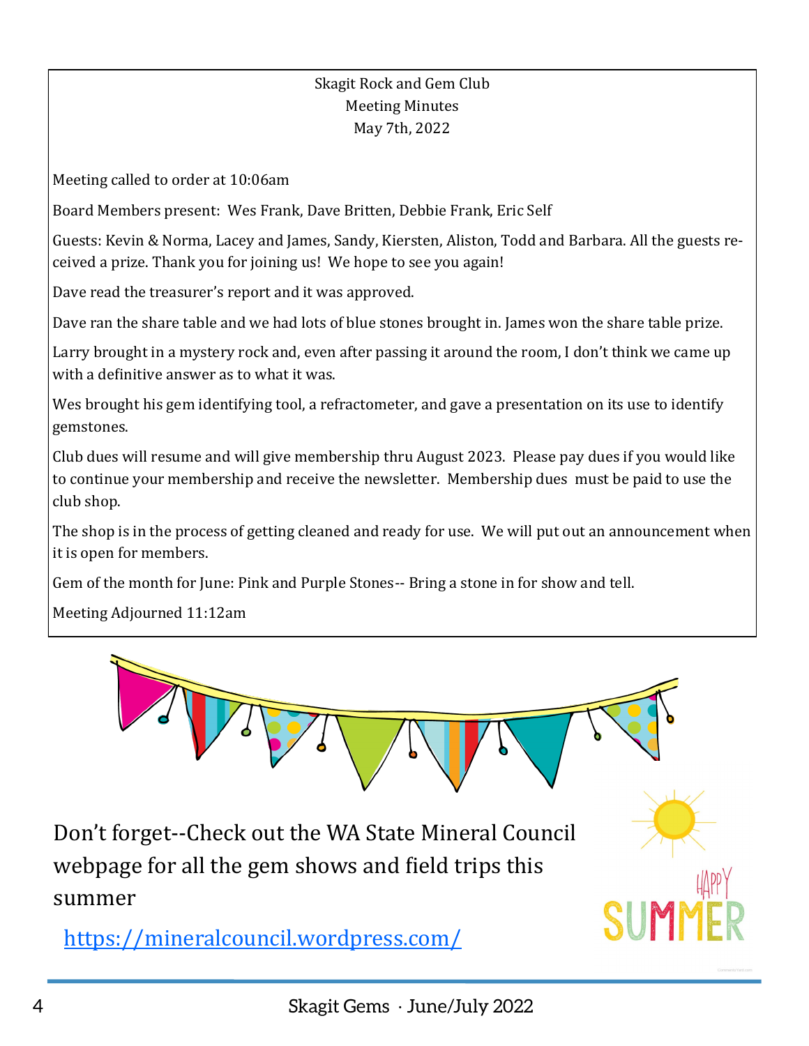Skagit Rock and Gem Club
Meeting Minutes
May 7th, 2022

Meeting called to order at 10:06am

Board Members present: Wes Frank, Dave Britten, Debbie Frank, Eric Self

Guests: Kevin & Norma, Lacey and James, Sandy, Kiersten, Aliston, Todd and Barbara. All the guests received a prize. Thank you for joining us! We hope to see you again!

Dave read the treasurer's report and it was approved.

Dave ran the share table and we had lots of blue stones brought in. James won the share table prize.

Larry brought in a mystery rock and, even after passing it around the room, I don't think we came up with a definitive answer as to what it was.

Wes brought his gem identifying tool, a refractometer, and gave a presentation on its use to identify gemstones.

Club dues will resume and will give membership thru August 2023. Please pay dues if you would like to continue your membership and receive the newsletter. Membership dues must be paid to use the club shop.

The shop is in the process of getting cleaned and ready for use. We will put out an announcement when it is open for members.

Gem of the month for June: Pink and Purple Stones-- Bring a stone in for show and tell.

Meeting Adjourned 11:12am

Don't forget--Check out the WA State Mineral Council webpage for all the gem shows and field trips this summer

https://mineralcouncil.wordpress.com/

HAPPY SUMMER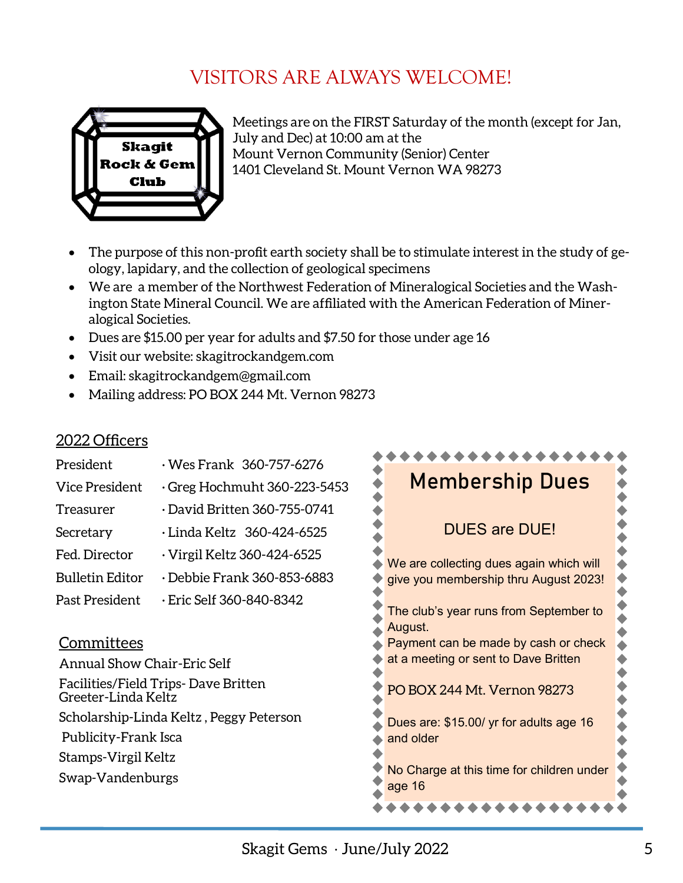# VISITORS ARE ALWAYS WELCOME!

Skagit Rock & Gem Club

Meetings are on the FIRST Saturday of the month (except for Jan, July and Dec) at 10:00 am at the
Mount Vernon Community (Senior) Center
1401 Cleveland St. Mount Vernon WA 98273

- The purpose of this non-profit earth society shall be to stimulate interest in the study of geology, lapidary, and the collection of geological specimens
- We are a member of the Northwest Federation of Mineralogical Societies and the Washington State Mineral Council. We are affiliated with the American Federation of Mineralogical Societies.
- Dues are $15.00 per year for adults and $7.50 for those under age 16
- Visit our website: skagitrockandgem.com
- Email: skagitrockandgem@gmail.com
- Mailing address: PO BOX 244 Mt. Vernon 98273

## 2022 Officers

| | |
|---|---|
| President | · Wes Frank 360-757-6276 |
| Vice President | · Greg Hochmuht 360-223-5453 |
| Treasurer | · David Britten 360-755-0741 |
| Secretary | · Linda Keltz 360-424-6525 |
| Fed. Director | · Virgil Keltz 360-424-6525 |
| Bulletin Editor | · Debbie Frank 360-853-6883 |
| Past President | · Eric Self 360-840-8342 |

## Committees

Annual Show Chair-Eric Self
Facilities/Field Trips- Dave Britten
Greeter-Linda Keltz
Scholarship-Linda Keltz , Peggy Peterson
Publicity-Frank Isca
Stamps-Virgil Keltz
Swap-Vandenburgs

## Membership Dues

DUES are DUE!

We are collecting dues again which will give you membership thru August 2023!

The club's year runs from September to August.
Payment can be made by cash or check at a meeting or sent to Dave Britten

PO BOX 244 Mt. Vernon 98273

Dues are: $15.00/ yr for adults age 16 and older

No Charge at this time for children under age 16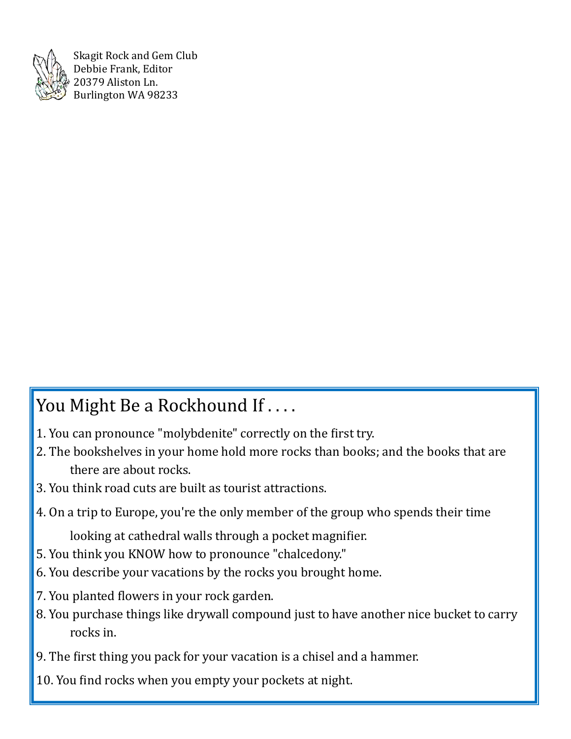Skagit Rock and Gem Club
Debbie Frank, Editor
20379 Aliston Ln.
Burlington WA 98233

## You Might Be a Rockhound If . . . .

1. You can pronounce "molybdenite" correctly on the first try.
2. The bookshelves in your home hold more rocks than books; and the books that are there are about rocks.
3. You think road cuts are built as tourist attractions.
4. On a trip to Europe, you're the only member of the group who spends their time looking at cathedral walls through a pocket magnifier.
5. You think you KNOW how to pronounce "chalcedony."
6. You describe your vacations by the rocks you brought home.
7. You planted flowers in your rock garden.
8. You purchase things like drywall compound just to have another nice bucket to carry rocks in.
9. The first thing you pack for your vacation is a chisel and a hammer.
10. You find rocks when you empty your pockets at night.